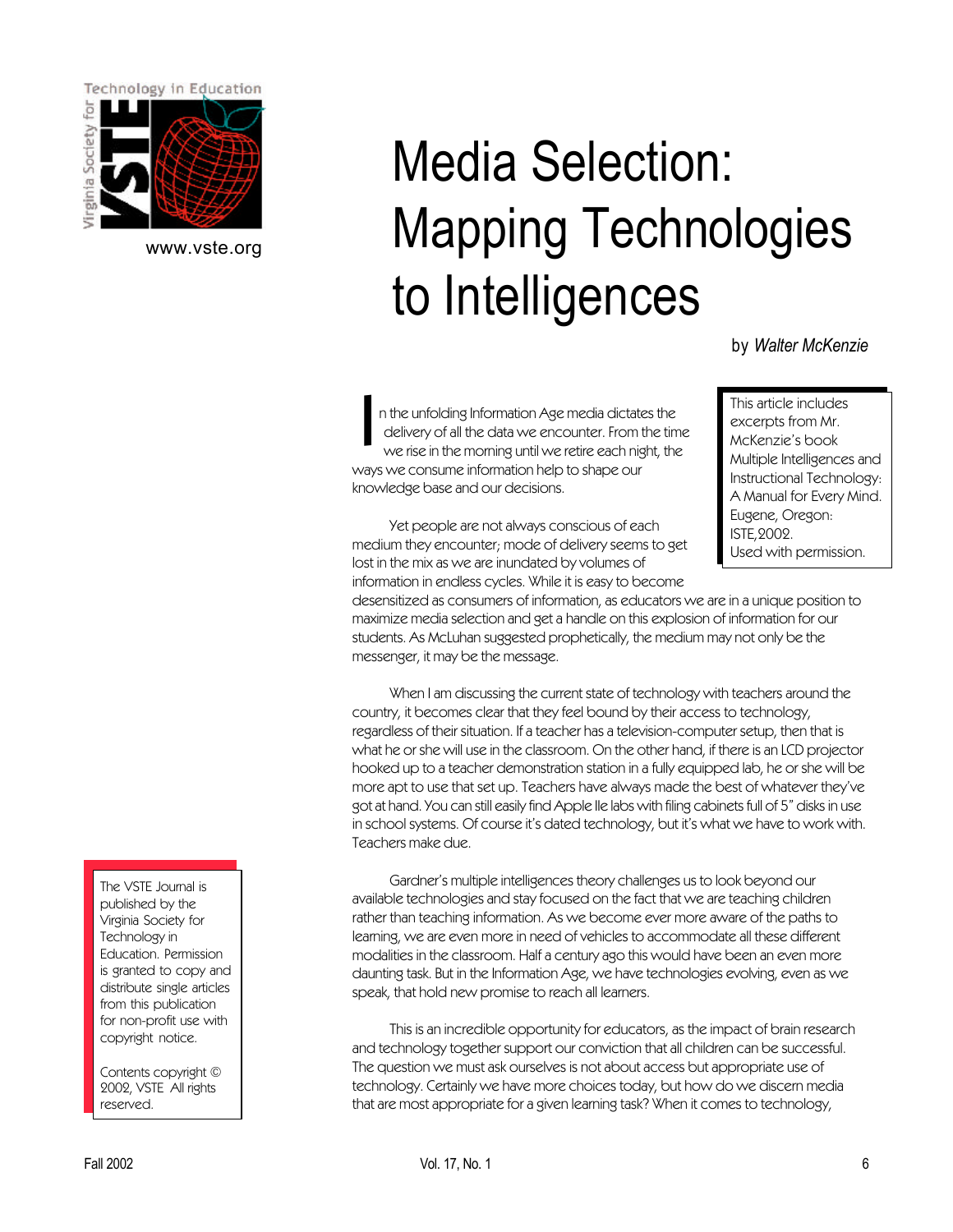Technology in Education

Virginia Society for Technology in Education

www.vste.org

# Media Selection: Mapping Technologies to Intelligences

by *Walter McKenzie*

> This article includes excerpts from Mr. McKenzie's book Multiple Intelligences and Instructional Technology: A Manual for Every Mind. Eugene, Oregon: ISTE, 2002. Used with permission.

In the unfolding Information Age media dictates the delivery of all the data we encounter. From the time we rise in the morning until we retire each night, the ways we consume information help to shape our knowledge base and our decisions.

Yet people are not always conscious of each medium they encounter; mode of delivery seems to get lost in the mix as we are inundated by volumes of information in endless cycles. While it is easy to become desensitized as consumers of information, as educators we are in a unique position to maximize media selection and get a handle on this explosion of information for our students. As McLuhan suggested prophetically, the medium may not only be the messenger, it may be the message.

When I am discussing the current state of technology with teachers around the country, it becomes clear that they feel bound by their access to technology, regardless of their situation. If a teacher has a television-computer setup, then that is what he or she will use in the classroom. On the other hand, if there is an LCD projector hooked up to a teacher demonstration station in a fully equipped lab, he or she will be more apt to use that set up. Teachers have always made the best of whatever they've got at hand. You can still easily find Apple IIe labs with filing cabinets full of 5" disks in use in school systems. Of course it's dated technology, but it's what we have to work with. Teachers make due.

Gardner's multiple intelligences theory challenges us to look beyond our available technologies and stay focused on the fact that we are teaching children rather than teaching information. As we become ever more aware of the paths to learning, we are even more in need of vehicles to accommodate all these different modalities in the classroom. Half a century ago this would have been an even more daunting task. But in the Information Age, we have technologies evolving, even as we speak, that hold new promise to reach all learners.

This is an incredible opportunity for educators, as the impact of brain research and technology together support our conviction that all children can be successful. The question we must ask ourselves is not about access but appropriate use of technology. Certainly we have more choices today, but how do we discern media that are most appropriate for a given learning task? When it comes to technology,

> The VSTE Journal is published by the Virginia Society for Technology in Education. Permission is granted to copy and distribute single articles from this publication for non-profit use with copyright notice.
>
> Contents copyright © 2002, VSTE All rights reserved.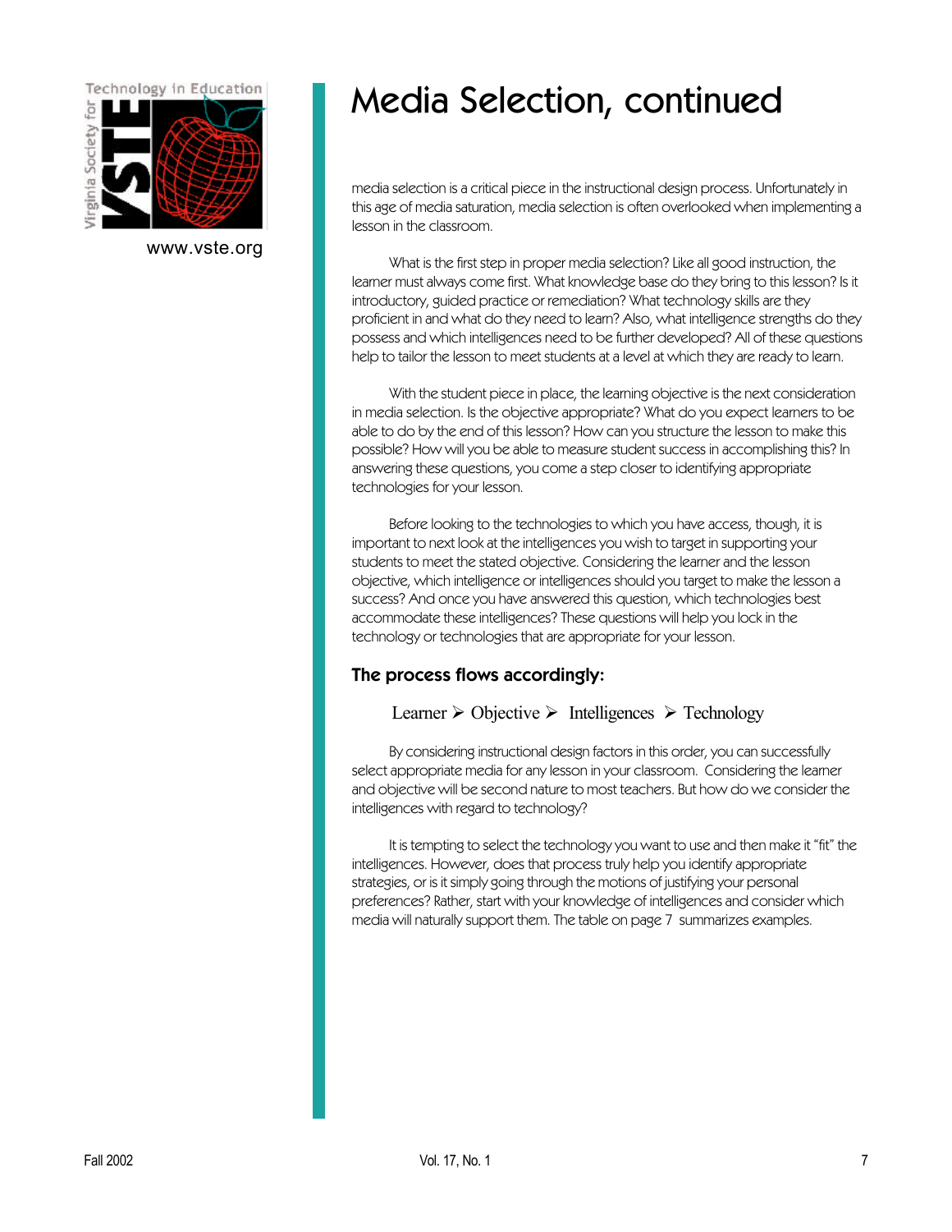# Media Selection, continued

media selection is a critical piece in the instructional design process. Unfortunately in this age of media saturation, media selection is often overlooked when implementing a lesson in the classroom.

What is the first step in proper media selection? Like all good instruction, the learner must always come first. What knowledge base do they bring to this lesson? Is it introductory, guided practice or remediation? What technology skills are they proficient in and what do they need to learn? Also, what intelligence strengths do they possess and which intelligences need to be further developed? All of these questions help to tailor the lesson to meet students at a level at which they are ready to learn.

With the student piece in place, the learning objective is the next consideration in media selection. Is the objective appropriate? What do you expect learners to be able to do by the end of this lesson? How can you structure the lesson to make this possible? How will you be able to measure student success in accomplishing this? In answering these questions, you come a step closer to identifying appropriate technologies for your lesson.

Before looking to the technologies to which you have access, though, it is important to next look at the intelligences you wish to target in supporting your students to meet the stated objective. Considering the learner and the lesson objective, which intelligence or intelligences should you target to make the lesson a success? And once you have answered this question, which technologies best accommodate these intelligences? These questions will help you lock in the technology or technologies that are appropriate for your lesson.

### The process flows accordingly:

Learner ➢ Objective ➢ Intelligences ➢ Technology

By considering instructional design factors in this order, you can successfully select appropriate media for any lesson in your classroom. Considering the learner and objective will be second nature to most teachers. But how do we consider the intelligences with regard to technology?

It is tempting to select the technology you want to use and then make it "fit" the intelligences. However, does that process truly help you identify appropriate strategies, or is it simply going through the motions of justifying your personal preferences? Rather, start with your knowledge of intelligences and consider which media will naturally support them. The table on page 7 summarizes examples.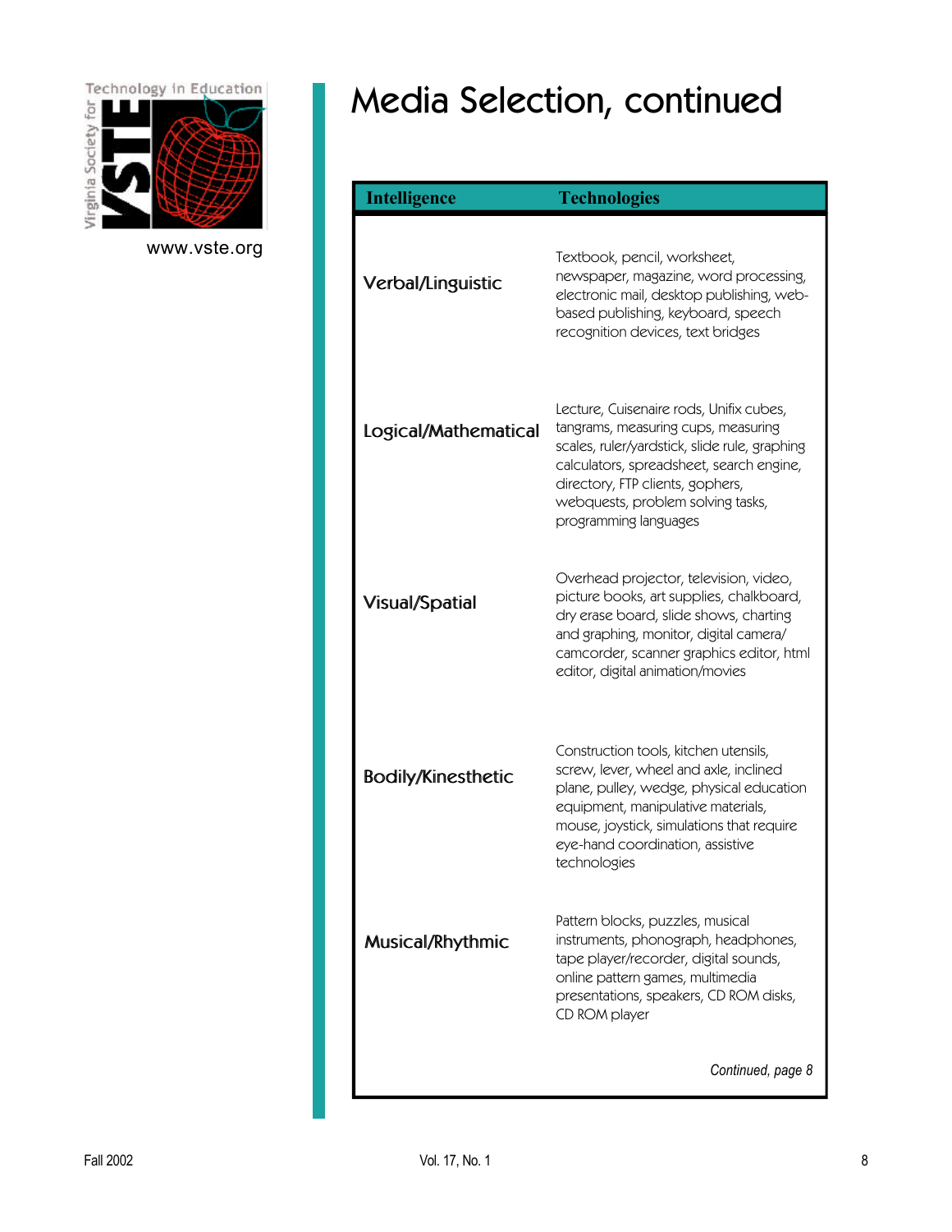# Media Selection, continued

| Intelligence | Technologies |
|---|---|
| Verbal/Linguistic | Textbook, pencil, worksheet, newspaper, magazine, word processing, electronic mail, desktop publishing, web-based publishing, keyboard, speech recognition devices, text bridges |
| Logical/Mathematical | Lecture, Cuisenaire rods, Unifix cubes, tangrams, measuring cups, measuring scales, ruler/yardstick, slide rule, graphing calculators, spreadsheet, search engine, directory, FTP clients, gophers, webquests, problem solving tasks, programming languages |
| Visual/Spatial | Overhead projector, television, video, picture books, art supplies, chalkboard, dry erase board, slide shows, charting and graphing, monitor, digital camera/ camcorder, scanner graphics editor, html editor, digital animation/movies |
| Bodily/Kinesthetic | Construction tools, kitchen utensils, screw, lever, wheel and axle, inclined plane, pulley, wedge, physical education equipment, manipulative materials, mouse, joystick, simulations that require eye-hand coordination, assistive technologies |
| Musical/Rhythmic | Pattern blocks, puzzles, musical instruments, phonograph, headphones, tape player/recorder, digital sounds, online pattern games, multimedia presentations, speakers, CD ROM disks, CD ROM player |

*Continued, page 8*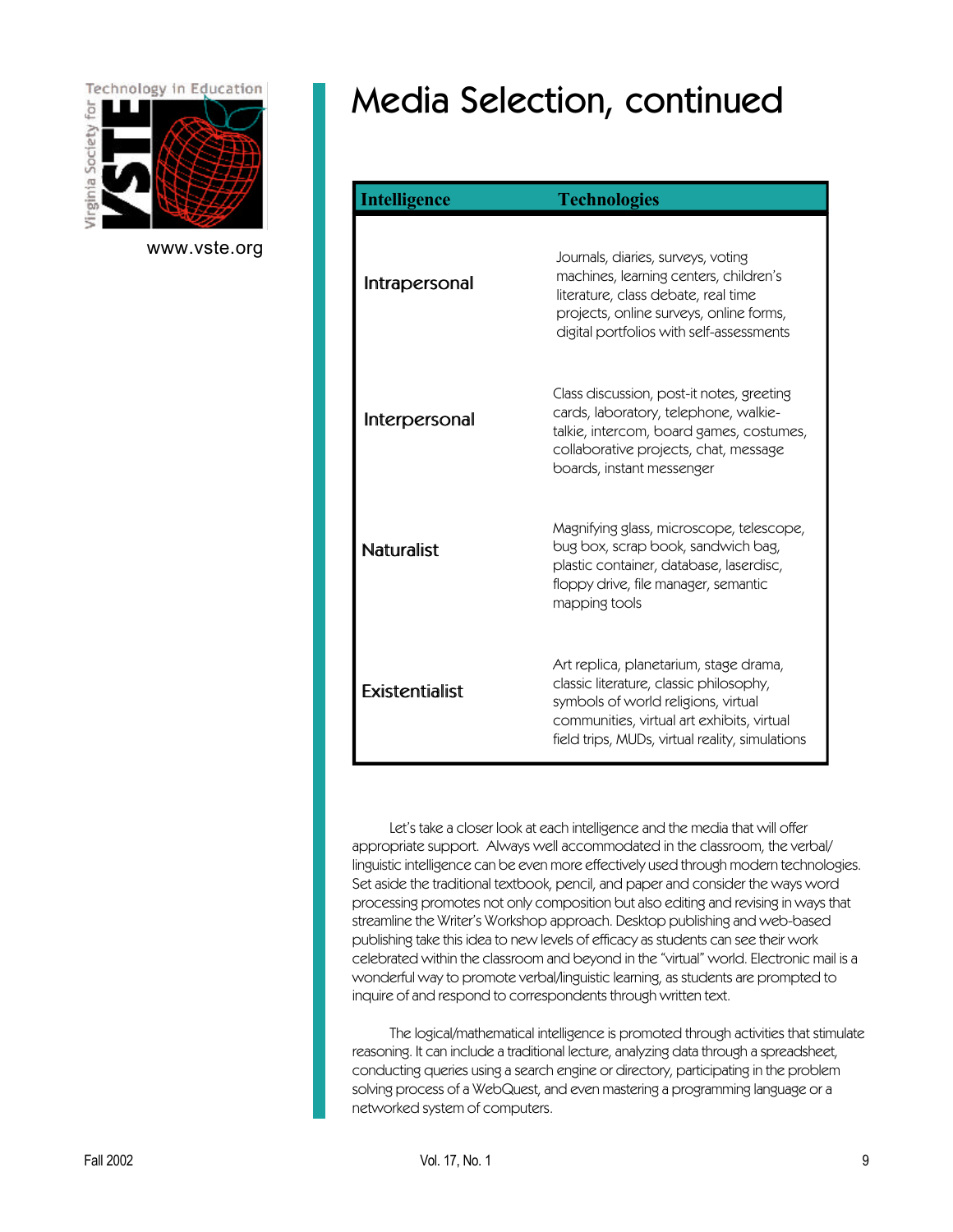# Media Selection, continued

| Intelligence | Technologies |
| --- | --- |
| Intrapersonal | Journals, diaries, surveys, voting machines, learning centers, children's literature, class debate, real time projects, online surveys, online forms, digital portfolios with self-assessments |
| Interpersonal | Class discussion, post-it notes, greeting cards, laboratory, telephone, walkie-talkie, intercom, board games, costumes, collaborative projects, chat, message boards, instant messenger |
| Naturalist | Magnifying glass, microscope, telescope, bug box, scrap book, sandwich bag, plastic container, database, laserdisc, floppy drive, file manager, semantic mapping tools |
| Existentialist | Art replica, planetarium, stage drama, classic literature, classic philosophy, symbols of world religions, virtual communities, virtual art exhibits, virtual field trips, MUDs, virtual reality, simulations |

Let's take a closer look at each intelligence and the media that will offer appropriate support. Always well accommodated in the classroom, the verbal/linguistic intelligence can be even more effectively used through modern technologies. Set aside the traditional textbook, pencil, and paper and consider the ways word processing promotes not only composition but also editing and revising in ways that streamline the Writer's Workshop approach. Desktop publishing and web-based publishing take this idea to new levels of efficacy as students can see their work celebrated within the classroom and beyond in the "virtual" world. Electronic mail is a wonderful way to promote verbal/linguistic learning, as students are prompted to inquire of and respond to correspondents through written text.

The logical/mathematical intelligence is promoted through activities that stimulate reasoning. It can include a traditional lecture, analyzing data through a spreadsheet, conducting queries using a search engine or directory, participating in the problem solving process of a WebQuest, and even mastering a programming language or a networked system of computers.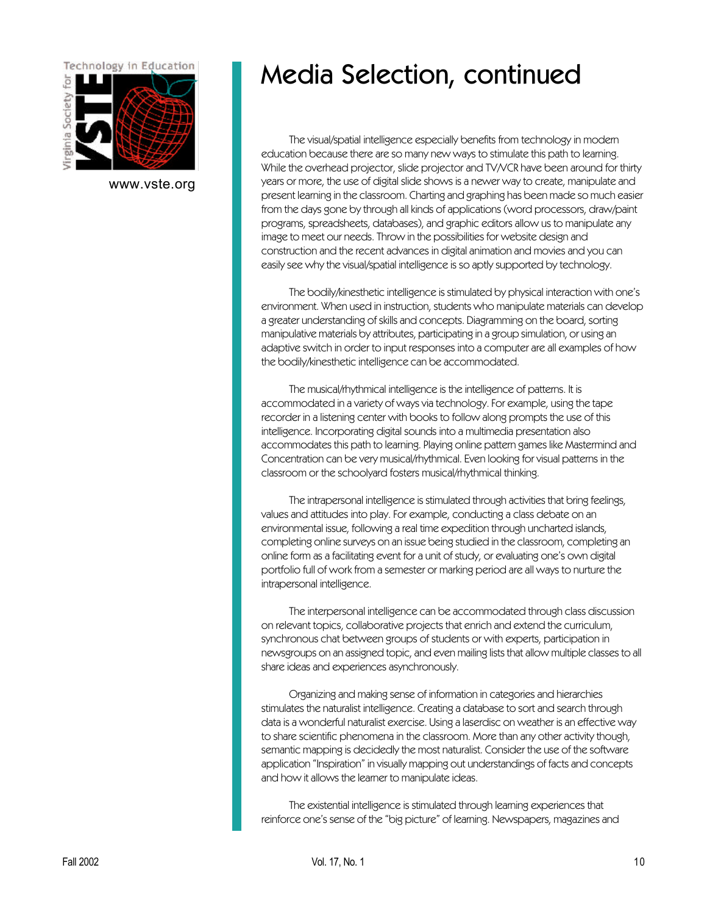# Media Selection, continued

The visual/spatial intelligence especially benefits from technology in modern education because there are so many new ways to stimulate this path to learning. While the overhead projector, slide projector and TV/VCR have been around for thirty years or more, the use of digital slide shows is a newer way to create, manipulate and present learning in the classroom. Charting and graphing has been made so much easier from the days gone by through all kinds of applications (word processors, draw/paint programs, spreadsheets, databases), and graphic editors allow us to manipulate any image to meet our needs. Throw in the possibilities for website design and construction and the recent advances in digital animation and movies and you can easily see why the visual/spatial intelligence is so aptly supported by technology.

The bodily/kinesthetic intelligence is stimulated by physical interaction with one's environment. When used in instruction, students who manipulate materials can develop a greater understanding of skills and concepts. Diagramming on the board, sorting manipulative materials by attributes, participating in a group simulation, or using an adaptive switch in order to input responses into a computer are all examples of how the bodily/kinesthetic intelligence can be accommodated.

The musical/rhythmical intelligence is the intelligence of patterns. It is accommodated in a variety of ways via technology. For example, using the tape recorder in a listening center with books to follow along prompts the use of this intelligence. Incorporating digital sounds into a multimedia presentation also accommodates this path to learning. Playing online pattern games like Mastermind and Concentration can be very musical/rhythmical. Even looking for visual patterns in the classroom or the schoolyard fosters musical/rhythmical thinking.

The intrapersonal intelligence is stimulated through activities that bring feelings, values and attitudes into play. For example, conducting a class debate on an environmental issue, following a real time expedition through uncharted islands, completing online surveys on an issue being studied in the classroom, completing an online form as a facilitating event for a unit of study, or evaluating one's own digital portfolio full of work from a semester or marking period are all ways to nurture the intrapersonal intelligence.

The interpersonal intelligence can be accommodated through class discussion on relevant topics, collaborative projects that enrich and extend the curriculum, synchronous chat between groups of students or with experts, participation in newsgroups on an assigned topic, and even mailing lists that allow multiple classes to all share ideas and experiences asynchronously.

Organizing and making sense of information in categories and hierarchies stimulates the naturalist intelligence. Creating a database to sort and search through data is a wonderful naturalist exercise. Using a laserdisc on weather is an effective way to share scientific phenomena in the classroom. More than any other activity though, semantic mapping is decidedly the most naturalist. Consider the use of the software application "Inspiration" in visually mapping out understandings of facts and concepts and how it allows the learner to manipulate ideas.

The existential intelligence is stimulated through learning experiences that reinforce one's sense of the "big picture" of learning. Newspapers, magazines and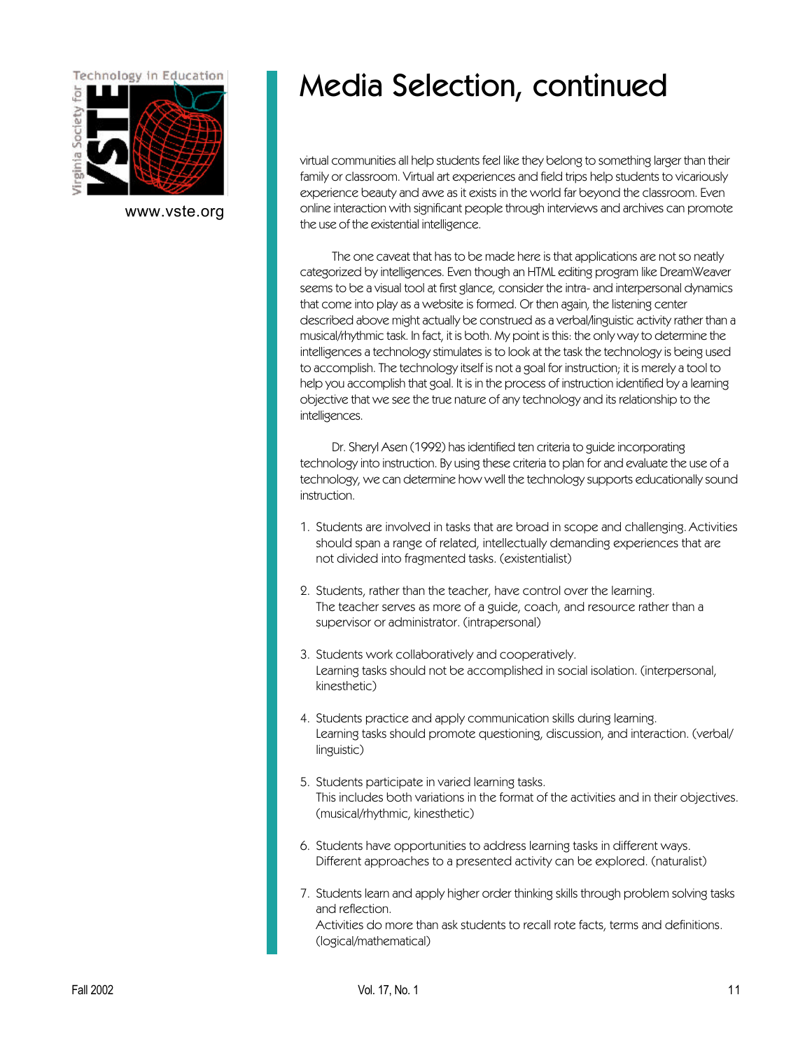# Media Selection, continued

virtual communities all help students feel like they belong to something larger than their family or classroom. Virtual art experiences and field trips help students to vicariously experience beauty and awe as it exists in the world far beyond the classroom. Even online interaction with significant people through interviews and archives can promote the use of the existential intelligence.

The one caveat that has to be made here is that applications are not so neatly categorized by intelligences. Even though an HTML editing program like DreamWeaver seems to be a visual tool at first glance, consider the intra- and interpersonal dynamics that come into play as a website is formed. Or then again, the listening center described above might actually be construed as a verbal/linguistic activity rather than a musical/rhythmic task. In fact, it is both. My point is this: the only way to determine the intelligences a technology stimulates is to look at the task the technology is being used to accomplish. The technology itself is not a goal for instruction; it is merely a tool to help you accomplish that goal. It is in the process of instruction identified by a learning objective that we see the true nature of any technology and its relationship to the intelligences.

Dr. Sheryl Asen (1992) has identified ten criteria to guide incorporating technology into instruction. By using these criteria to plan for and evaluate the use of a technology, we can determine how well the technology supports educationally sound instruction.

1. Students are involved in tasks that are broad in scope and challenging. Activities should span a range of related, intellectually demanding experiences that are not divided into fragmented tasks. (existentialist)

2. Students, rather than the teacher, have control over the learning.
   The teacher serves as more of a guide, coach, and resource rather than a supervisor or administrator. (intrapersonal)

3. Students work collaboratively and cooperatively.
   Learning tasks should not be accomplished in social isolation. (interpersonal, kinesthetic)

4. Students practice and apply communication skills during learning.
   Learning tasks should promote questioning, discussion, and interaction. (verbal/linguistic)

5. Students participate in varied learning tasks.
   This includes both variations in the format of the activities and in their objectives. (musical/rhythmic, kinesthetic)

6. Students have opportunities to address learning tasks in different ways.
   Different approaches to a presented activity can be explored. (naturalist)

7. Students learn and apply higher order thinking skills through problem solving tasks and reflection.
   Activities do more than ask students to recall rote facts, terms and definitions. (logical/mathematical)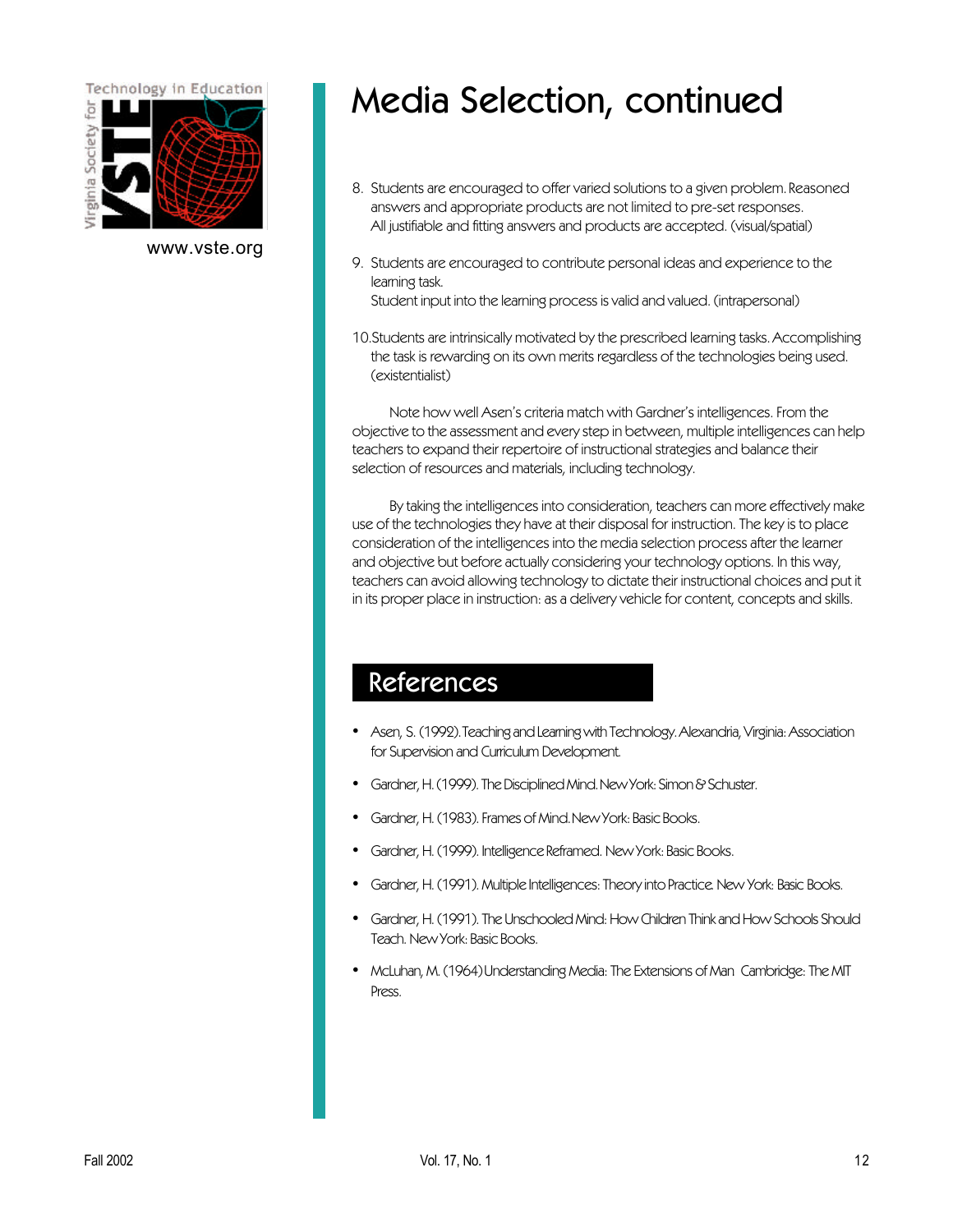# Media Selection, continued

8. Students are encouraged to offer varied solutions to a given problem. Reasoned answers and appropriate products are not limited to pre-set responses. All justifiable and fitting answers and products are accepted. (visual/spatial)

9. Students are encouraged to contribute personal ideas and experience to the learning task. Student input into the learning process is valid and valued. (intrapersonal)

10. Students are intrinsically motivated by the prescribed learning tasks. Accomplishing the task is rewarding on its own merits regardless of the technologies being used. (existentialist)

Note how well Asen's criteria match with Gardner's intelligences. From the objective to the assessment and every step in between, multiple intelligences can help teachers to expand their repertoire of instructional strategies and balance their selection of resources and materials, including technology.

By taking the intelligences into consideration, teachers can more effectively make use of the technologies they have at their disposal for instruction. The key is to place consideration of the intelligences into the media selection process after the learner and objective but before actually considering your technology options. In this way, teachers can avoid allowing technology to dictate their instructional choices and put it in its proper place in instruction: as a delivery vehicle for content, concepts and skills.

## References

- Asen, S. (1992). Teaching and Learning with Technology. Alexandria, Virginia: Association for Supervision and Curriculum Development.
- Gardner, H. (1999). The Disciplined Mind. New York: Simon & Schuster.
- Gardner, H. (1983). Frames of Mind. New York: Basic Books.
- Gardner, H. (1999). Intelligence Reframed. New York: Basic Books.
- Gardner, H. (1991). Multiple Intelligences: Theory into Practice. New York: Basic Books.
- Gardner, H. (1991). The Unschooled Mind: How Children Think and How Schools Should Teach. New York: Basic Books.
- McLuhan, M. (1964) Understanding Media: The Extensions of Man Cambridge: The MIT Press.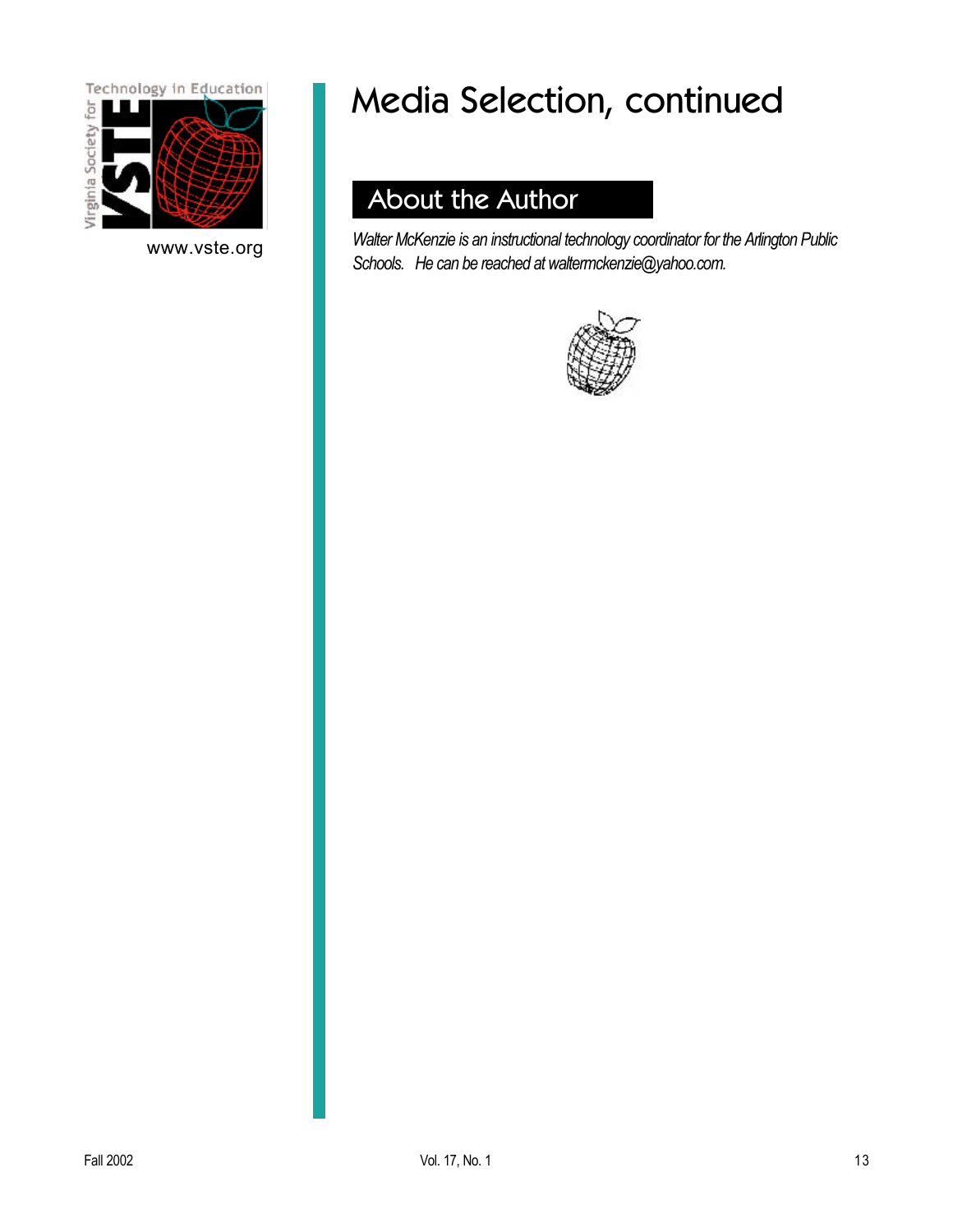# Media Selection, continued

## About the Author

*Walter McKenzie is an instructional technology coordinator for the Arlington Public Schools. He can be reached at waltermckenzie@yahoo.com.*